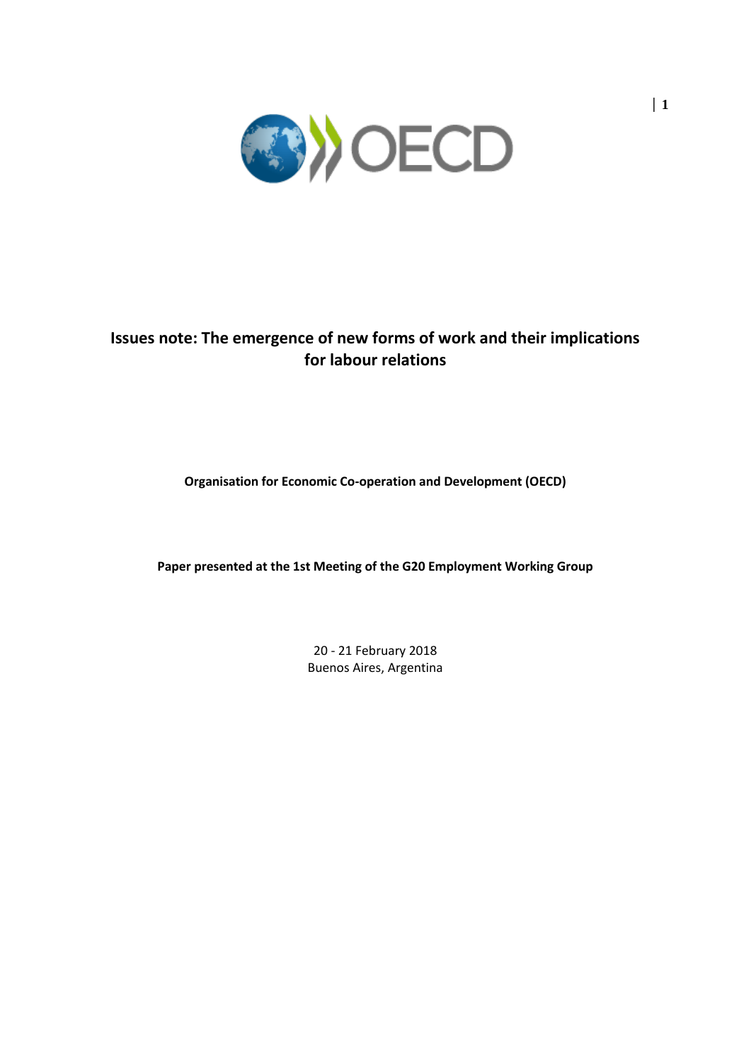# Issues note: The emergence of new forms of work and their implications for labour relations

**Organisation for Economic Co-operation and Development (OECD)**

**Paper presented at the 1st Meeting of the G20 Employment Working Group**

20 - 21 February 2018
Buenos Aires, Argentina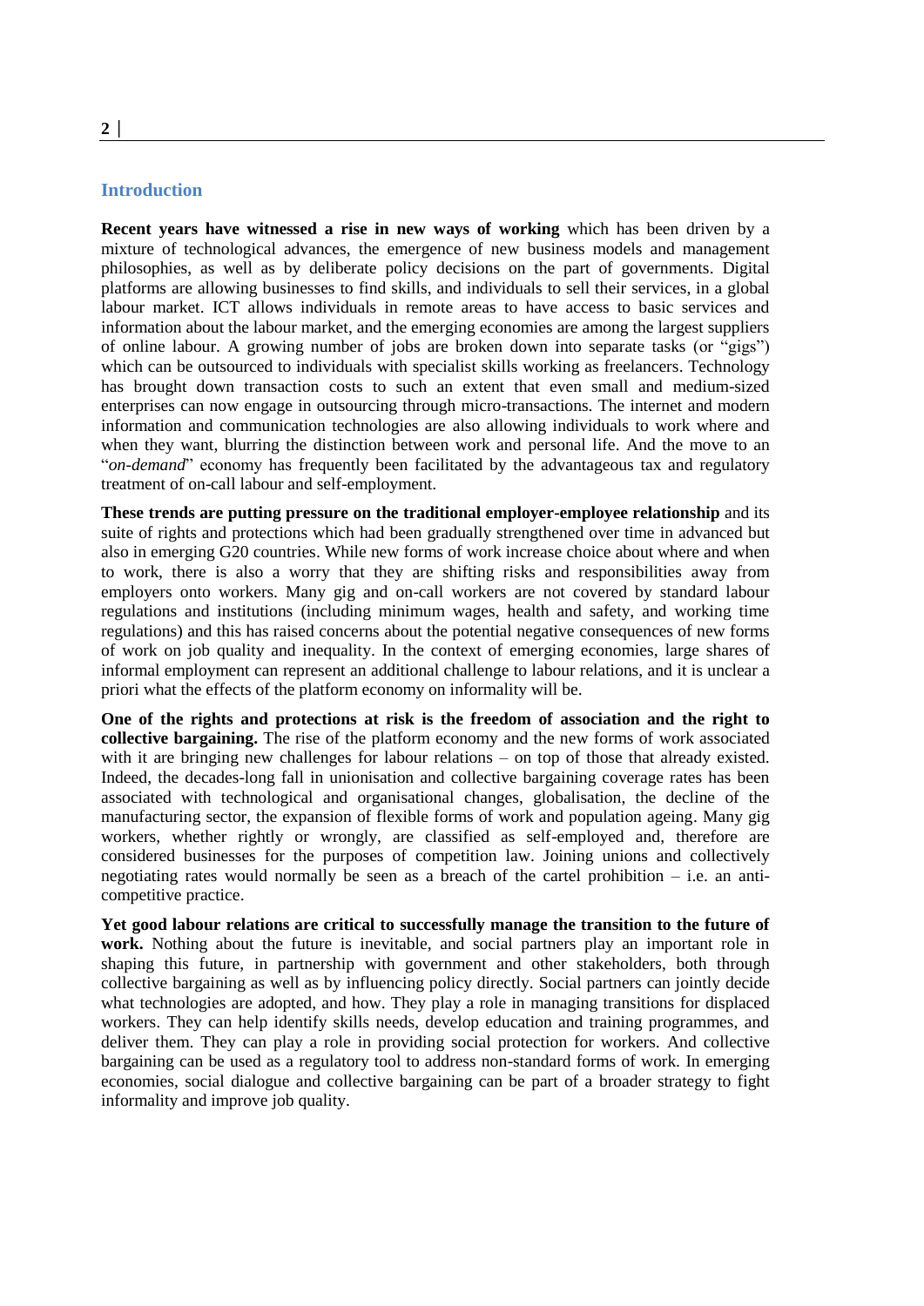## Introduction

**Recent years have witnessed a rise in new ways of working** which has been driven by a mixture of technological advances, the emergence of new business models and management philosophies, as well as by deliberate policy decisions on the part of governments. Digital platforms are allowing businesses to find skills, and individuals to sell their services, in a global labour market. ICT allows individuals in remote areas to have access to basic services and information about the labour market, and the emerging economies are among the largest suppliers of online labour. A growing number of jobs are broken down into separate tasks (or "gigs") which can be outsourced to individuals with specialist skills working as freelancers. Technology has brought down transaction costs to such an extent that even small and medium-sized enterprises can now engage in outsourcing through micro-transactions. The internet and modern information and communication technologies are also allowing individuals to work where and when they want, blurring the distinction between work and personal life. And the move to an "*on-demand*" economy has frequently been facilitated by the advantageous tax and regulatory treatment of on-call labour and self-employment.

**These trends are putting pressure on the traditional employer-employee relationship** and its suite of rights and protections which had been gradually strengthened over time in advanced but also in emerging G20 countries. While new forms of work increase choice about where and when to work, there is also a worry that they are shifting risks and responsibilities away from employers onto workers. Many gig and on-call workers are not covered by standard labour regulations and institutions (including minimum wages, health and safety, and working time regulations) and this has raised concerns about the potential negative consequences of new forms of work on job quality and inequality. In the context of emerging economies, large shares of informal employment can represent an additional challenge to labour relations, and it is unclear a priori what the effects of the platform economy on informality will be.

**One of the rights and protections at risk is the freedom of association and the right to collective bargaining.** The rise of the platform economy and the new forms of work associated with it are bringing new challenges for labour relations – on top of those that already existed. Indeed, the decades-long fall in unionisation and collective bargaining coverage rates has been associated with technological and organisational changes, globalisation, the decline of the manufacturing sector, the expansion of flexible forms of work and population ageing. Many gig workers, whether rightly or wrongly, are classified as self-employed and, therefore are considered businesses for the purposes of competition law. Joining unions and collectively negotiating rates would normally be seen as a breach of the cartel prohibition – i.e. an anti-competitive practice.

**Yet good labour relations are critical to successfully manage the transition to the future of work.** Nothing about the future is inevitable, and social partners play an important role in shaping this future, in partnership with government and other stakeholders, both through collective bargaining as well as by influencing policy directly. Social partners can jointly decide what technologies are adopted, and how. They play a role in managing transitions for displaced workers. They can help identify skills needs, develop education and training programmes, and deliver them. They can play a role in providing social protection for workers. And collective bargaining can be used as a regulatory tool to address non-standard forms of work. In emerging economies, social dialogue and collective bargaining can be part of a broader strategy to fight informality and improve job quality.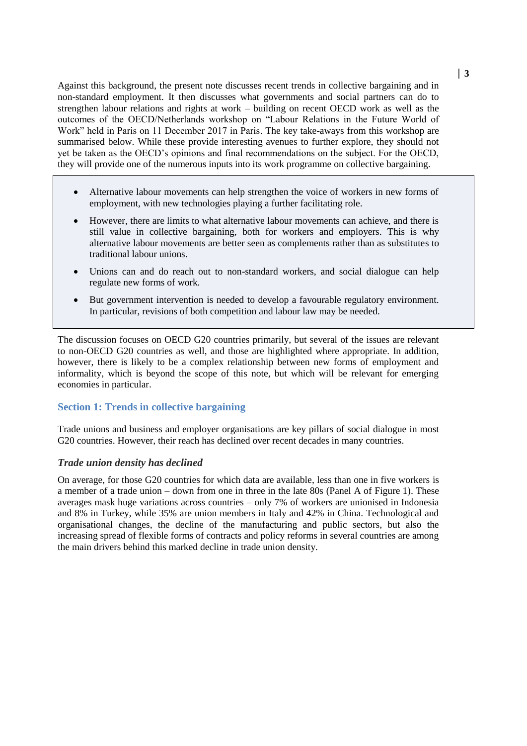Against this background, the present note discusses recent trends in collective bargaining and in non-standard employment. It then discusses what governments and social partners can do to strengthen labour relations and rights at work – building on recent OECD work as well as the outcomes of the OECD/Netherlands workshop on "Labour Relations in the Future World of Work" held in Paris on 11 December 2017 in Paris. The key take-aways from this workshop are summarised below. While these provide interesting avenues to further explore, they should not yet be taken as the OECD's opinions and final recommendations on the subject. For the OECD, they will provide one of the numerous inputs into its work programme on collective bargaining.

- Alternative labour movements can help strengthen the voice of workers in new forms of employment, with new technologies playing a further facilitating role.
- However, there are limits to what alternative labour movements can achieve, and there is still value in collective bargaining, both for workers and employers. This is why alternative labour movements are better seen as complements rather than as substitutes to traditional labour unions.
- Unions can and do reach out to non-standard workers, and social dialogue can help regulate new forms of work.
- But government intervention is needed to develop a favourable regulatory environment. In particular, revisions of both competition and labour law may be needed.

The discussion focuses on OECD G20 countries primarily, but several of the issues are relevant to non-OECD G20 countries as well, and those are highlighted where appropriate. In addition, however, there is likely to be a complex relationship between new forms of employment and informality, which is beyond the scope of this note, but which will be relevant for emerging economies in particular.

## Section 1: Trends in collective bargaining

Trade unions and business and employer organisations are key pillars of social dialogue in most G20 countries. However, their reach has declined over recent decades in many countries.

### *Trade union density has declined*

On average, for those G20 countries for which data are available, less than one in five workers is a member of a trade union – down from one in three in the late 80s (Panel A of Figure 1). These averages mask huge variations across countries – only 7% of workers are unionised in Indonesia and 8% in Turkey, while 35% are union members in Italy and 42% in China. Technological and organisational changes, the decline of the manufacturing and public sectors, but also the increasing spread of flexible forms of contracts and policy reforms in several countries are among the main drivers behind this marked decline in trade union density.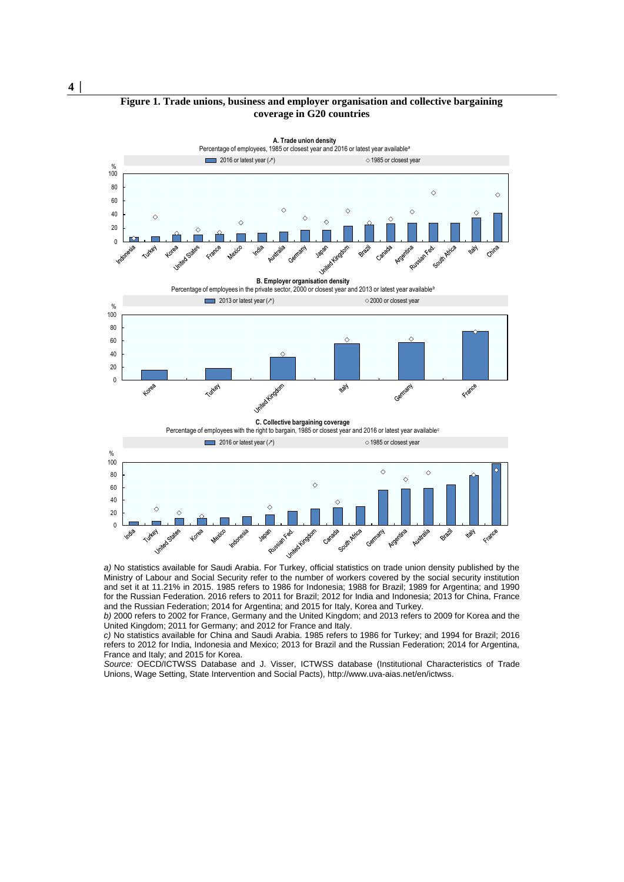**Figure 1. Trade unions, business and employer organisation and collective bargaining coverage in G20 countries**

A. Trade union density

Percentage of employees, 1985 or closest year and 2016 or latest year available[a]

B. Employer organisation density

Percentage of employees in the private sector, 2000 or closest year and 2013 or latest year available[b]

C. Collective bargaining coverage

Percentage of employees with the right to bargain, 1985 or closest year and 2016 or latest year available[c]

*a)* No statistics available for Saudi Arabia. For Turkey, official statistics on trade union density published by the Ministry of Labour and Social Security refer to the number of workers covered by the social security institution and set it at 11.21% in 2015. 1985 refers to 1986 for Indonesia; 1988 for Brazil; 1989 for Argentina; and 1990 for the Russian Federation. 2016 refers to 2011 for Brazil; 2012 for India and Indonesia; 2013 for China, France and the Russian Federation; 2014 for Argentina; and 2015 for Italy, Korea and Turkey.

*b)* 2000 refers to 2002 for France, Germany and the United Kingdom; and 2013 refers to 2009 for Korea and the United Kingdom; 2011 for Germany; and 2012 for France and Italy.

*c)* No statistics available for China and Saudi Arabia. 1985 refers to 1986 for Turkey; and 1994 for Brazil; 2016 refers to 2012 for India, Indonesia and Mexico; 2013 for Brazil and the Russian Federation; 2014 for Argentina, France and Italy; and 2015 for Korea.

*Source:* OECD/ICTWSS Database and J. Visser, ICTWSS database (Institutional Characteristics of Trade Unions, Wage Setting, State Intervention and Social Pacts), http://www.uva-aias.net/en/ictwss.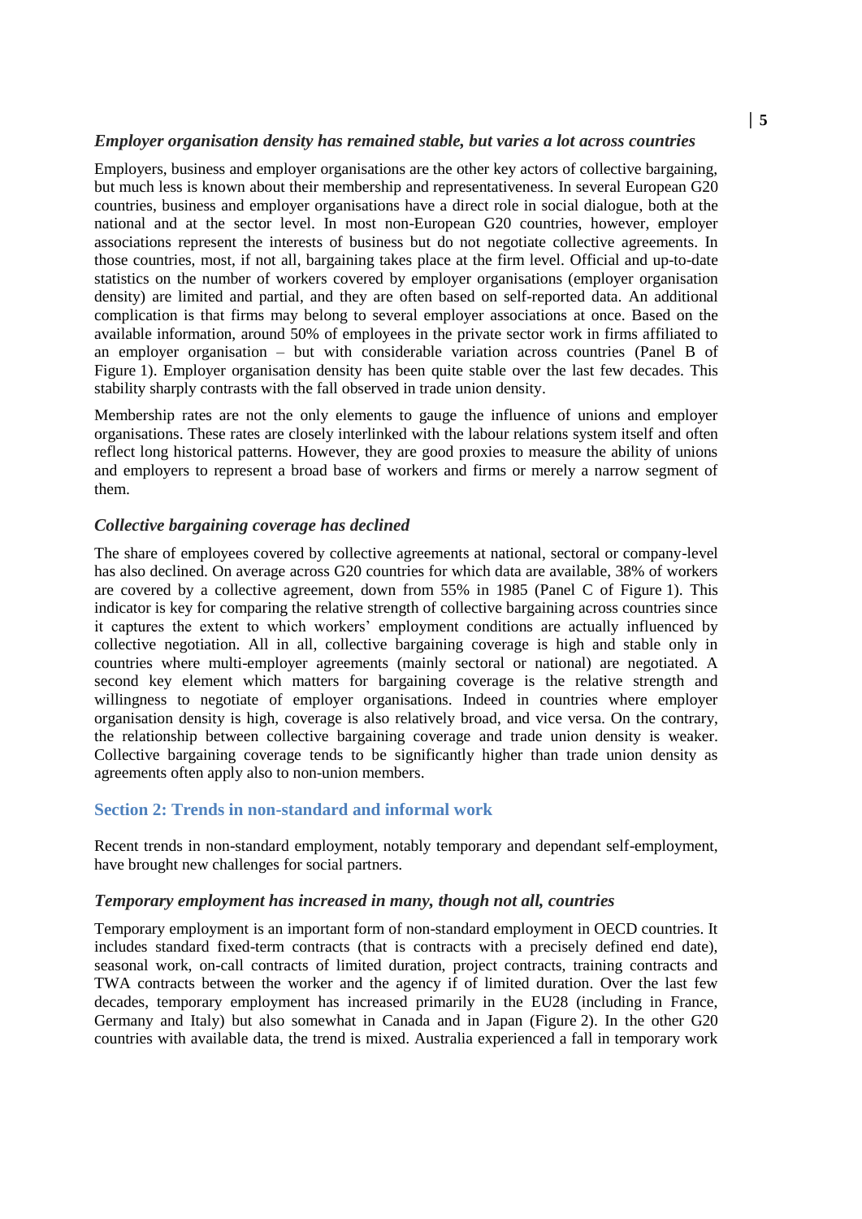### *Employer organisation density has remained stable, but varies a lot across countries*

Employers, business and employer organisations are the other key actors of collective bargaining, but much less is known about their membership and representativeness. In several European G20 countries, business and employer organisations have a direct role in social dialogue, both at the national and at the sector level. In most non-European G20 countries, however, employer associations represent the interests of business but do not negotiate collective agreements. In those countries, most, if not all, bargaining takes place at the firm level. Official and up-to-date statistics on the number of workers covered by employer organisations (employer organisation density) are limited and partial, and they are often based on self-reported data. An additional complication is that firms may belong to several employer associations at once. Based on the available information, around 50% of employees in the private sector work in firms affiliated to an employer organisation – but with considerable variation across countries (Panel B of Figure 1). Employer organisation density has been quite stable over the last few decades. This stability sharply contrasts with the fall observed in trade union density.

Membership rates are not the only elements to gauge the influence of unions and employer organisations. These rates are closely interlinked with the labour relations system itself and often reflect long historical patterns. However, they are good proxies to measure the ability of unions and employers to represent a broad base of workers and firms or merely a narrow segment of them.

### *Collective bargaining coverage has declined*

The share of employees covered by collective agreements at national, sectoral or company-level has also declined. On average across G20 countries for which data are available, 38% of workers are covered by a collective agreement, down from 55% in 1985 (Panel C of Figure 1). This indicator is key for comparing the relative strength of collective bargaining across countries since it captures the extent to which workers' employment conditions are actually influenced by collective negotiation. All in all, collective bargaining coverage is high and stable only in countries where multi-employer agreements (mainly sectoral or national) are negotiated. A second key element which matters for bargaining coverage is the relative strength and willingness to negotiate of employer organisations. Indeed in countries where employer organisation density is high, coverage is also relatively broad, and vice versa. On the contrary, the relationship between collective bargaining coverage and trade union density is weaker. Collective bargaining coverage tends to be significantly higher than trade union density as agreements often apply also to non-union members.

## Section 2: Trends in non-standard and informal work

Recent trends in non-standard employment, notably temporary and dependant self-employment, have brought new challenges for social partners.

### *Temporary employment has increased in many, though not all, countries*

Temporary employment is an important form of non-standard employment in OECD countries. It includes standard fixed-term contracts (that is contracts with a precisely defined end date), seasonal work, on-call contracts of limited duration, project contracts, training contracts and TWA contracts between the worker and the agency if of limited duration. Over the last few decades, temporary employment has increased primarily in the EU28 (including in France, Germany and Italy) but also somewhat in Canada and in Japan (Figure 2). In the other G20 countries with available data, the trend is mixed. Australia experienced a fall in temporary work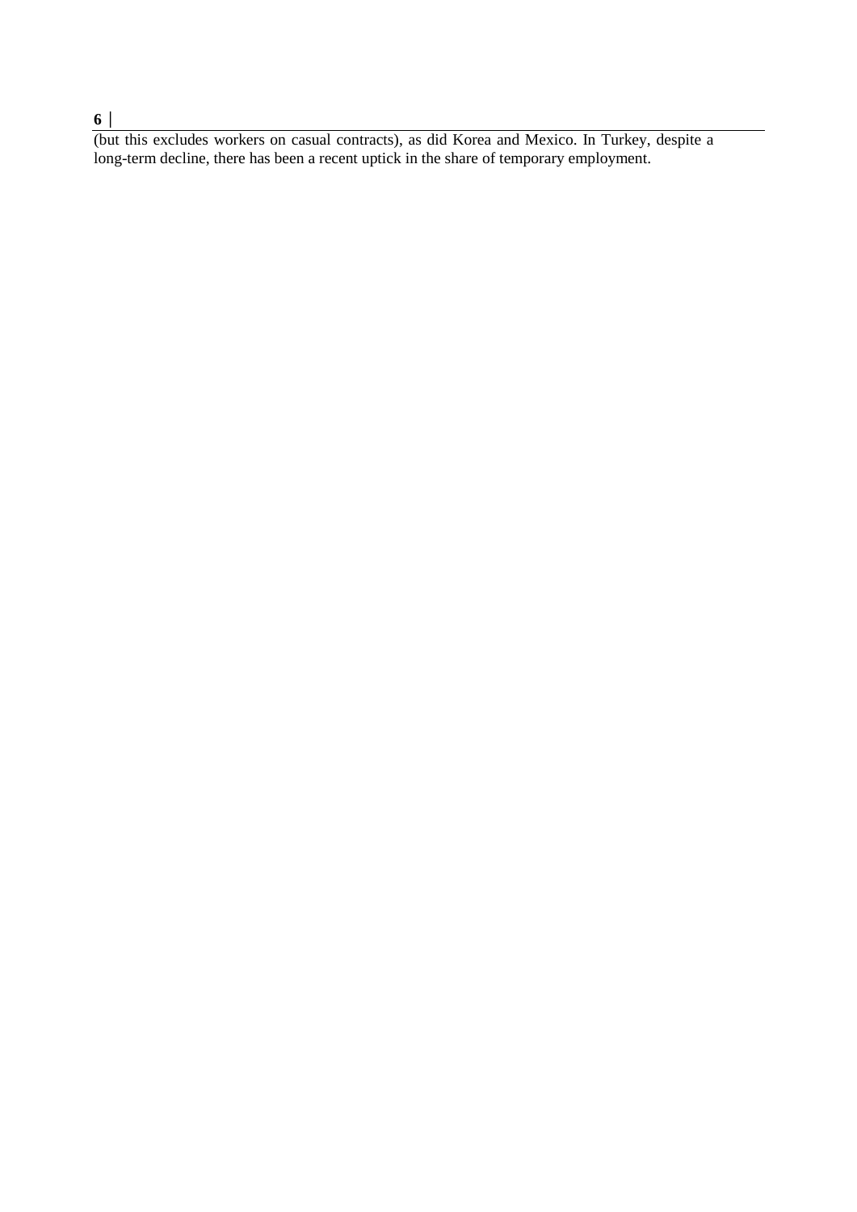(but this excludes workers on casual contracts), as did Korea and Mexico. In Turkey, despite a long-term decline, there has been a recent uptick in the share of temporary employment.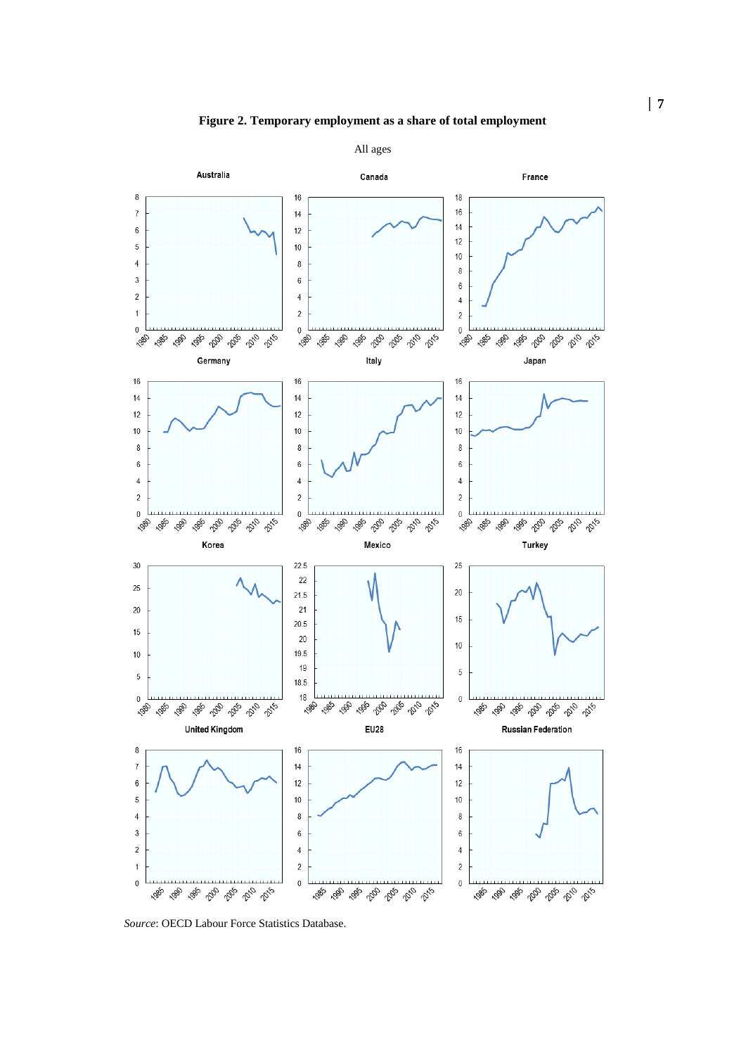**Figure 2. Temporary employment as a share of total employment**

All ages

*Source*: OECD Labour Force Statistics Database.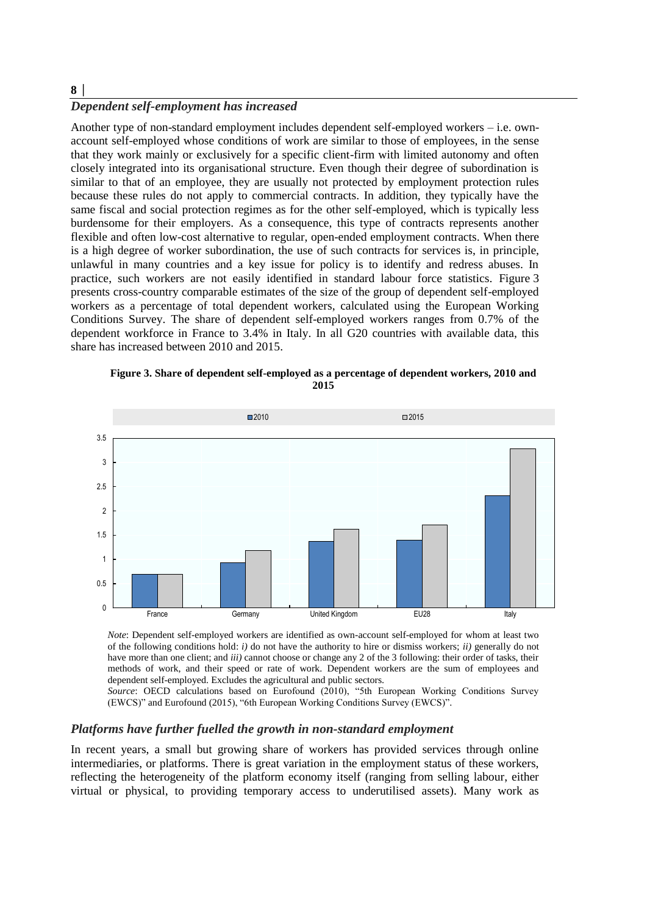### *Dependent self-employment has increased*

Another type of non-standard employment includes dependent self-employed workers – i.e. own-account self-employed whose conditions of work are similar to those of employees, in the sense that they work mainly or exclusively for a specific client-firm with limited autonomy and often closely integrated into its organisational structure. Even though their degree of subordination is similar to that of an employee, they are usually not protected by employment protection rules because these rules do not apply to commercial contracts. In addition, they typically have the same fiscal and social protection regimes as for the other self-employed, which is typically less burdensome for their employers. As a consequence, this type of contracts represents another flexible and often low-cost alternative to regular, open-ended employment contracts. When there is a high degree of worker subordination, the use of such contracts for services is, in principle, unlawful in many countries and a key issue for policy is to identify and redress abuses. In practice, such workers are not easily identified in standard labour force statistics. Figure 3 presents cross-country comparable estimates of the size of the group of dependent self-employed workers as a percentage of total dependent workers, calculated using the European Working Conditions Survey. The share of dependent self-employed workers ranges from 0.7% of the dependent workforce in France to 3.4% in Italy. In all G20 countries with available data, this share has increased between 2010 and 2015.

**Figure 3. Share of dependent self-employed as a percentage of dependent workers, 2010 and 2015**

*Note*: Dependent self-employed workers are identified as own-account self-employed for whom at least two of the following conditions hold: *i)* do not have the authority to hire or dismiss workers; *ii)* generally do not have more than one client; and *iii)* cannot choose or change any 2 of the 3 following: their order of tasks, their methods of work, and their speed or rate of work. Dependent workers are the sum of employees and dependent self-employed. Excludes the agricultural and public sectors.

*Source*: OECD calculations based on Eurofound (2010), "5th European Working Conditions Survey (EWCS)" and Eurofound (2015), "6th European Working Conditions Survey (EWCS)".

### *Platforms have further fuelled the growth in non-standard employment*

In recent years, a small but growing share of workers has provided services through online intermediaries, or platforms. There is great variation in the employment status of these workers, reflecting the heterogeneity of the platform economy itself (ranging from selling labour, either virtual or physical, to providing temporary access to underutilised assets). Many work as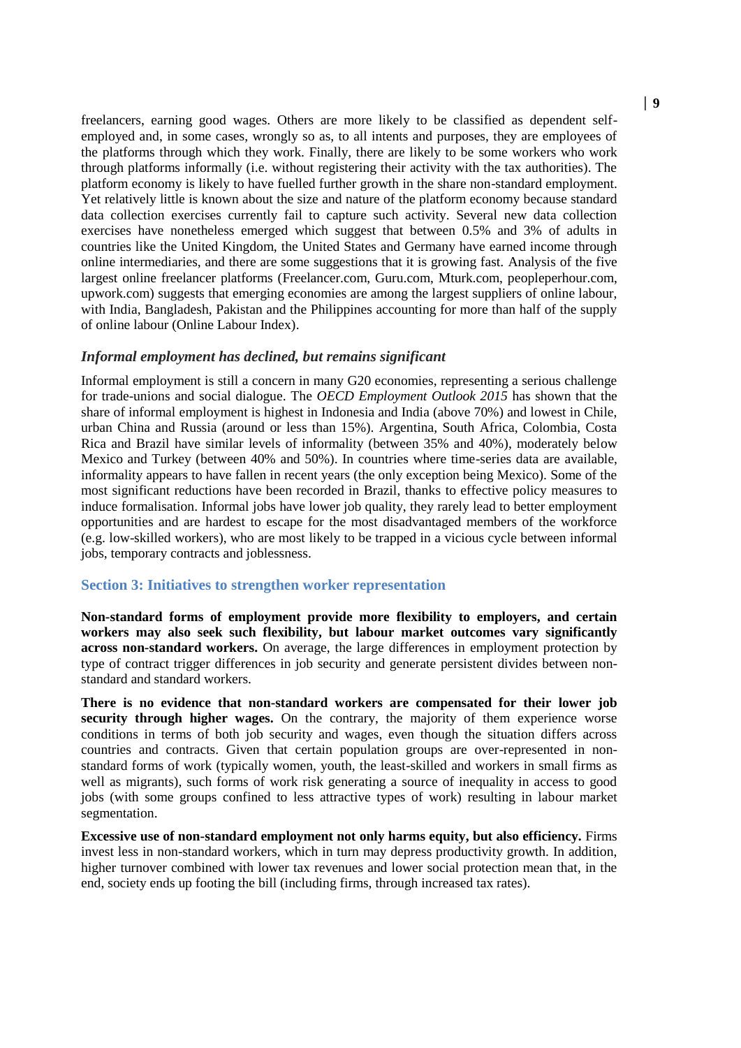freelancers, earning good wages. Others are more likely to be classified as dependent self-employed and, in some cases, wrongly so as, to all intents and purposes, they are employees of the platforms through which they work. Finally, there are likely to be some workers who work through platforms informally (i.e. without registering their activity with the tax authorities). The platform economy is likely to have fuelled further growth in the share non-standard employment. Yet relatively little is known about the size and nature of the platform economy because standard data collection exercises currently fail to capture such activity. Several new data collection exercises have nonetheless emerged which suggest that between 0.5% and 3% of adults in countries like the United Kingdom, the United States and Germany have earned income through online intermediaries, and there are some suggestions that it is growing fast. Analysis of the five largest online freelancer platforms (Freelancer.com, Guru.com, Mturk.com, peopleperhour.com, upwork.com) suggests that emerging economies are among the largest suppliers of online labour, with India, Bangladesh, Pakistan and the Philippines accounting for more than half of the supply of online labour (Online Labour Index).

### *Informal employment has declined, but remains significant*

Informal employment is still a concern in many G20 economies, representing a serious challenge for trade-unions and social dialogue. The *OECD Employment Outlook 2015* has shown that the share of informal employment is highest in Indonesia and India (above 70%) and lowest in Chile, urban China and Russia (around or less than 15%). Argentina, South Africa, Colombia, Costa Rica and Brazil have similar levels of informality (between 35% and 40%), moderately below Mexico and Turkey (between 40% and 50%). In countries where time-series data are available, informality appears to have fallen in recent years (the only exception being Mexico). Some of the most significant reductions have been recorded in Brazil, thanks to effective policy measures to induce formalisation. Informal jobs have lower job quality, they rarely lead to better employment opportunities and are hardest to escape for the most disadvantaged members of the workforce (e.g. low-skilled workers), who are most likely to be trapped in a vicious cycle between informal jobs, temporary contracts and joblessness.

## Section 3: Initiatives to strengthen worker representation

**Non-standard forms of employment provide more flexibility to employers, and certain workers may also seek such flexibility, but labour market outcomes vary significantly across non-standard workers.** On average, the large differences in employment protection by type of contract trigger differences in job security and generate persistent divides between non-standard and standard workers.

**There is no evidence that non-standard workers are compensated for their lower job security through higher wages.** On the contrary, the majority of them experience worse conditions in terms of both job security and wages, even though the situation differs across countries and contracts. Given that certain population groups are over-represented in non-standard forms of work (typically women, youth, the least-skilled and workers in small firms as well as migrants), such forms of work risk generating a source of inequality in access to good jobs (with some groups confined to less attractive types of work) resulting in labour market segmentation.

**Excessive use of non-standard employment not only harms equity, but also efficiency.** Firms invest less in non-standard workers, which in turn may depress productivity growth. In addition, higher turnover combined with lower tax revenues and lower social protection mean that, in the end, society ends up footing the bill (including firms, through increased tax rates).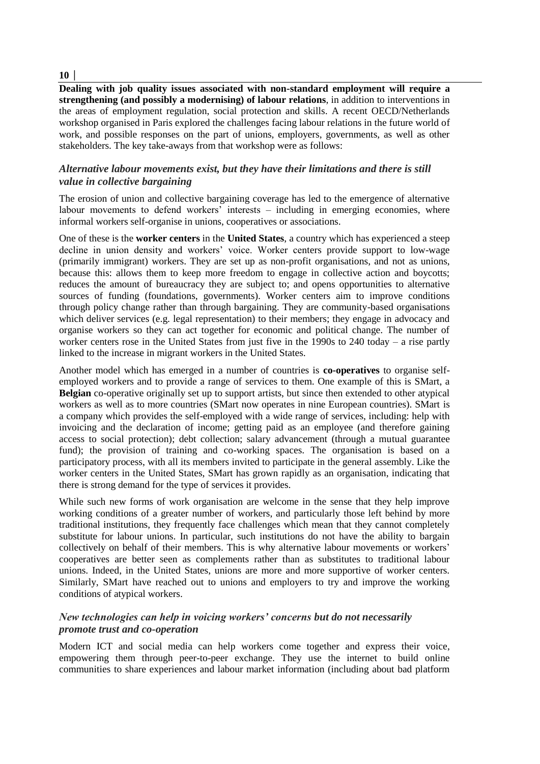**Dealing with job quality issues associated with non-standard employment will require a strengthening (and possibly a modernising) of labour relations**, in addition to interventions in the areas of employment regulation, social protection and skills. A recent OECD/Netherlands workshop organised in Paris explored the challenges facing labour relations in the future world of work, and possible responses on the part of unions, employers, governments, as well as other stakeholders. The key take-aways from that workshop were as follows:

### *Alternative labour movements exist, but they have their limitations and there is still value in collective bargaining*

The erosion of union and collective bargaining coverage has led to the emergence of alternative labour movements to defend workers' interests – including in emerging economies, where informal workers self-organise in unions, cooperatives or associations.

One of these is the **worker centers** in the **United States**, a country which has experienced a steep decline in union density and workers' voice. Worker centers provide support to low-wage (primarily immigrant) workers. They are set up as non-profit organisations, and not as unions, because this: allows them to keep more freedom to engage in collective action and boycotts; reduces the amount of bureaucracy they are subject to; and opens opportunities to alternative sources of funding (foundations, governments). Worker centers aim to improve conditions through policy change rather than through bargaining. They are community-based organisations which deliver services (e.g. legal representation) to their members; they engage in advocacy and organise workers so they can act together for economic and political change. The number of worker centers rose in the United States from just five in the 1990s to 240 today – a rise partly linked to the increase in migrant workers in the United States.

Another model which has emerged in a number of countries is **co-operatives** to organise self-employed workers and to provide a range of services to them. One example of this is SMart, a **Belgian** co-operative originally set up to support artists, but since then extended to other atypical workers as well as to more countries (SMart now operates in nine European countries). SMart is a company which provides the self-employed with a wide range of services, including: help with invoicing and the declaration of income; getting paid as an employee (and therefore gaining access to social protection); debt collection; salary advancement (through a mutual guarantee fund); the provision of training and co-working spaces. The organisation is based on a participatory process, with all its members invited to participate in the general assembly. Like the worker centers in the United States, SMart has grown rapidly as an organisation, indicating that there is strong demand for the type of services it provides.

While such new forms of work organisation are welcome in the sense that they help improve working conditions of a greater number of workers, and particularly those left behind by more traditional institutions, they frequently face challenges which mean that they cannot completely substitute for labour unions. In particular, such institutions do not have the ability to bargain collectively on behalf of their members. This is why alternative labour movements or workers' cooperatives are better seen as complements rather than as substitutes to traditional labour unions. Indeed, in the United States, unions are more and more supportive of worker centers. Similarly, SMart have reached out to unions and employers to try and improve the working conditions of atypical workers.

### *New technologies can help in voicing workers' concerns but do not necessarily promote trust and co-operation*

Modern ICT and social media can help workers come together and express their voice, empowering them through peer-to-peer exchange. They use the internet to build online communities to share experiences and labour market information (including about bad platform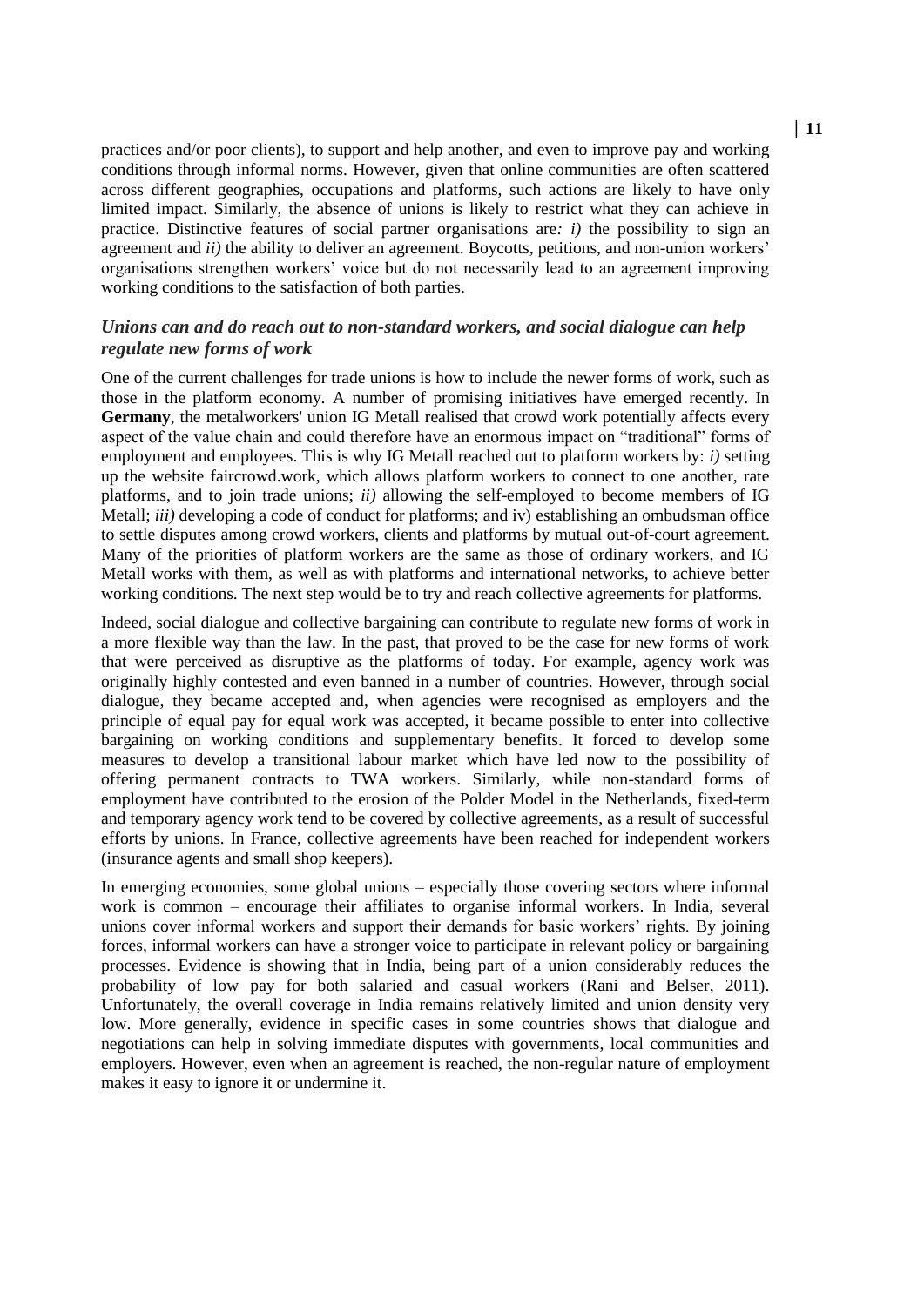practices and/or poor clients), to support and help another, and even to improve pay and working conditions through informal norms. However, given that online communities are often scattered across different geographies, occupations and platforms, such actions are likely to have only limited impact. Similarly, the absence of unions is likely to restrict what they can achieve in practice. Distinctive features of social partner organisations are*: i)* the possibility to sign an agreement and *ii)* the ability to deliver an agreement. Boycotts, petitions, and non-union workers' organisations strengthen workers' voice but do not necessarily lead to an agreement improving working conditions to the satisfaction of both parties.

### *Unions can and do reach out to non-standard workers, and social dialogue can help regulate new forms of work*

One of the current challenges for trade unions is how to include the newer forms of work, such as those in the platform economy. A number of promising initiatives have emerged recently. In **Germany**, the metalworkers' union IG Metall realised that crowd work potentially affects every aspect of the value chain and could therefore have an enormous impact on "traditional" forms of employment and employees. This is why IG Metall reached out to platform workers by: *i)* setting up the website faircrowd.work, which allows platform workers to connect to one another, rate platforms, and to join trade unions; *ii)* allowing the self-employed to become members of IG Metall; *iii)* developing a code of conduct for platforms; and iv) establishing an ombudsman office to settle disputes among crowd workers, clients and platforms by mutual out-of-court agreement. Many of the priorities of platform workers are the same as those of ordinary workers, and IG Metall works with them, as well as with platforms and international networks, to achieve better working conditions. The next step would be to try and reach collective agreements for platforms.

Indeed, social dialogue and collective bargaining can contribute to regulate new forms of work in a more flexible way than the law. In the past, that proved to be the case for new forms of work that were perceived as disruptive as the platforms of today. For example, agency work was originally highly contested and even banned in a number of countries. However, through social dialogue, they became accepted and, when agencies were recognised as employers and the principle of equal pay for equal work was accepted, it became possible to enter into collective bargaining on working conditions and supplementary benefits. It forced to develop some measures to develop a transitional labour market which have led now to the possibility of offering permanent contracts to TWA workers. Similarly, while non-standard forms of employment have contributed to the erosion of the Polder Model in the Netherlands, fixed-term and temporary agency work tend to be covered by collective agreements, as a result of successful efforts by unions. In France, collective agreements have been reached for independent workers (insurance agents and small shop keepers).

In emerging economies, some global unions – especially those covering sectors where informal work is common – encourage their affiliates to organise informal workers. In India, several unions cover informal workers and support their demands for basic workers' rights. By joining forces, informal workers can have a stronger voice to participate in relevant policy or bargaining processes. Evidence is showing that in India, being part of a union considerably reduces the probability of low pay for both salaried and casual workers (Rani and Belser, 2011). Unfortunately, the overall coverage in India remains relatively limited and union density very low. More generally, evidence in specific cases in some countries shows that dialogue and negotiations can help in solving immediate disputes with governments, local communities and employers. However, even when an agreement is reached, the non-regular nature of employment makes it easy to ignore it or undermine it.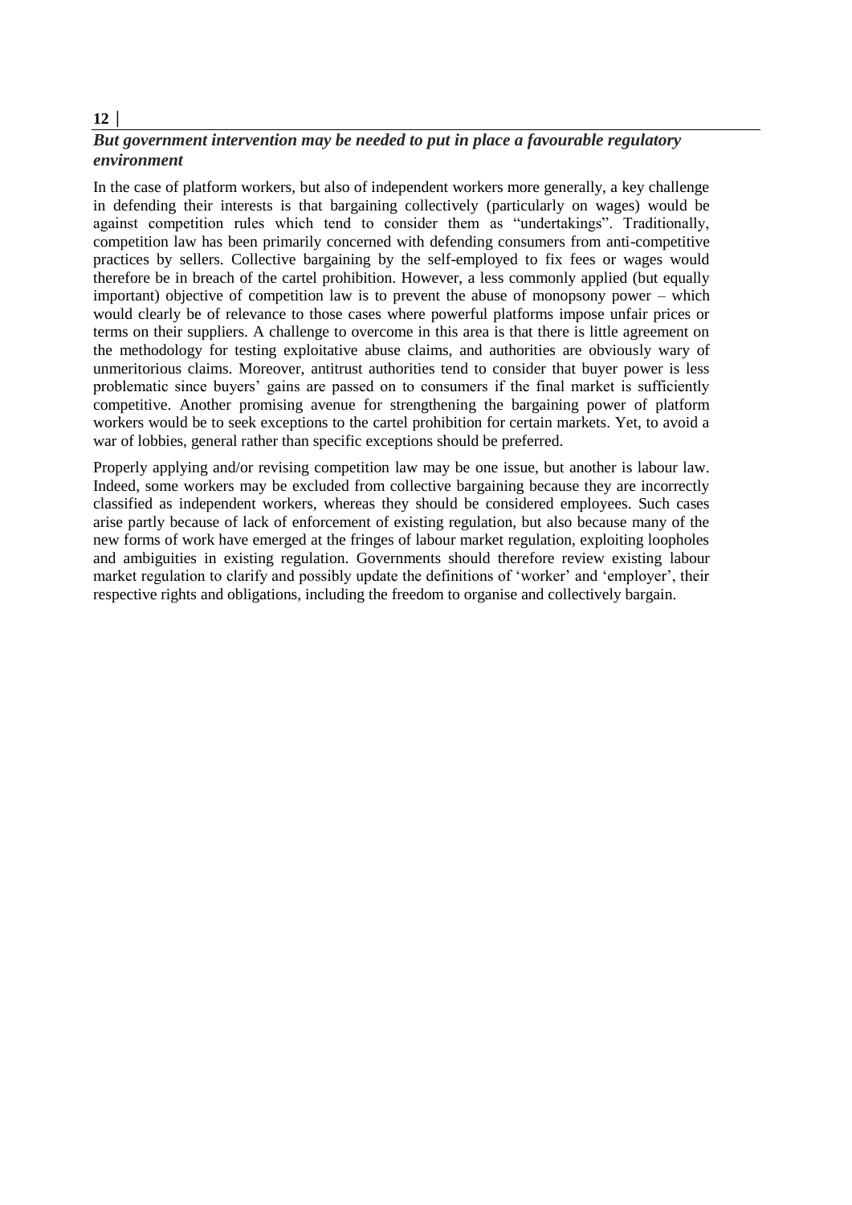### *But government intervention may be needed to put in place a favourable regulatory environment*

In the case of platform workers, but also of independent workers more generally, a key challenge in defending their interests is that bargaining collectively (particularly on wages) would be against competition rules which tend to consider them as "undertakings". Traditionally, competition law has been primarily concerned with defending consumers from anti-competitive practices by sellers. Collective bargaining by the self-employed to fix fees or wages would therefore be in breach of the cartel prohibition. However, a less commonly applied (but equally important) objective of competition law is to prevent the abuse of monopsony power – which would clearly be of relevance to those cases where powerful platforms impose unfair prices or terms on their suppliers. A challenge to overcome in this area is that there is little agreement on the methodology for testing exploitative abuse claims, and authorities are obviously wary of unmeritorious claims. Moreover, antitrust authorities tend to consider that buyer power is less problematic since buyers' gains are passed on to consumers if the final market is sufficiently competitive. Another promising avenue for strengthening the bargaining power of platform workers would be to seek exceptions to the cartel prohibition for certain markets. Yet, to avoid a war of lobbies, general rather than specific exceptions should be preferred.

Properly applying and/or revising competition law may be one issue, but another is labour law. Indeed, some workers may be excluded from collective bargaining because they are incorrectly classified as independent workers, whereas they should be considered employees. Such cases arise partly because of lack of enforcement of existing regulation, but also because many of the new forms of work have emerged at the fringes of labour market regulation, exploiting loopholes and ambiguities in existing regulation. Governments should therefore review existing labour market regulation to clarify and possibly update the definitions of 'worker' and 'employer', their respective rights and obligations, including the freedom to organise and collectively bargain.